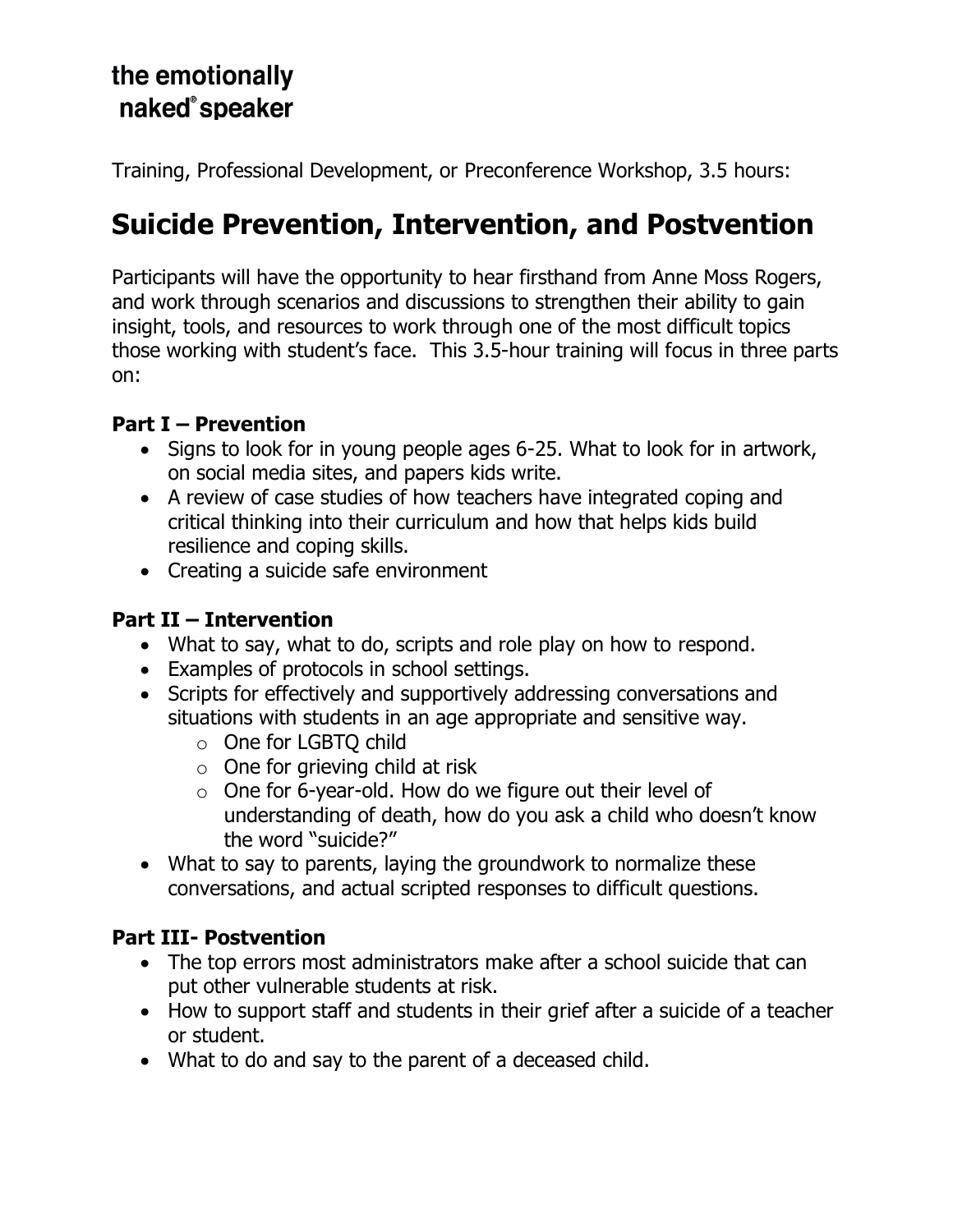**the emotionally naked® speaker**

Training, Professional Development, or Preconference Workshop, 3.5 hours:

# Suicide Prevention, Intervention, and Postvention

Participants will have the opportunity to hear firsthand from Anne Moss Rogers, and work through scenarios and discussions to strengthen their ability to gain insight, tools, and resources to work through one of the most difficult topics those working with student's face. This 3.5-hour training will focus in three parts on:

### Part I – Prevention

- Signs to look for in young people ages 6-25. What to look for in artwork, on social media sites, and papers kids write.
- A review of case studies of how teachers have integrated coping and critical thinking into their curriculum and how that helps kids build resilience and coping skills.
- Creating a suicide safe environment

### Part II – Intervention

- What to say, what to do, scripts and role play on how to respond.
- Examples of protocols in school settings.
- Scripts for effectively and supportively addressing conversations and situations with students in an age appropriate and sensitive way.
    - One for LGBTQ child
    - One for grieving child at risk
    - One for 6-year-old. How do we figure out their level of understanding of death, how do you ask a child who doesn't know the word "suicide?"
- What to say to parents, laying the groundwork to normalize these conversations, and actual scripted responses to difficult questions.

### Part III- Postvention

- The top errors most administrators make after a school suicide that can put other vulnerable students at risk.
- How to support staff and students in their grief after a suicide of a teacher or student.
- What to do and say to the parent of a deceased child.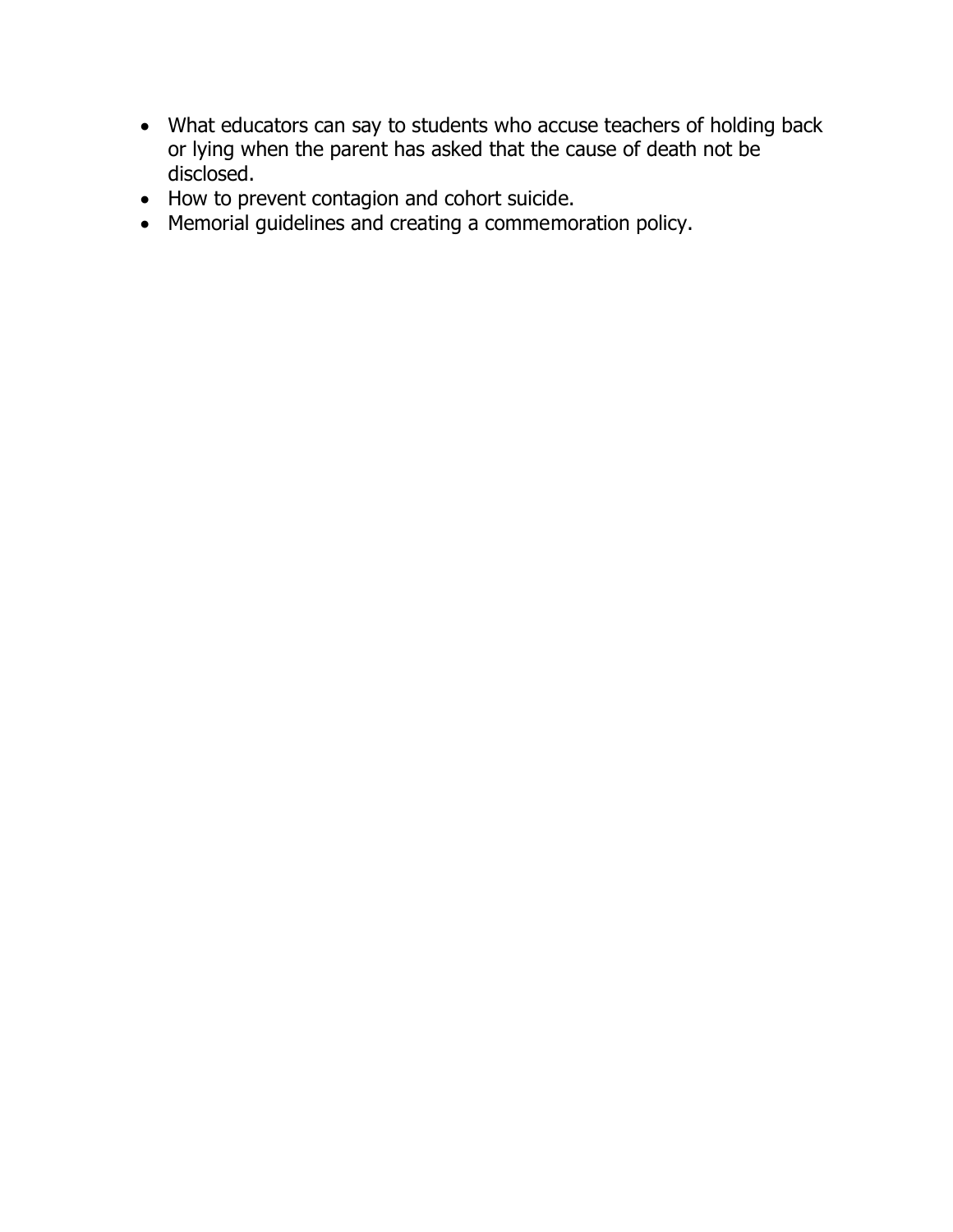- What educators can say to students who accuse teachers of holding back or lying when the parent has asked that the cause of death not be disclosed.
- How to prevent contagion and cohort suicide.
- Memorial guidelines and creating a commemoration policy.